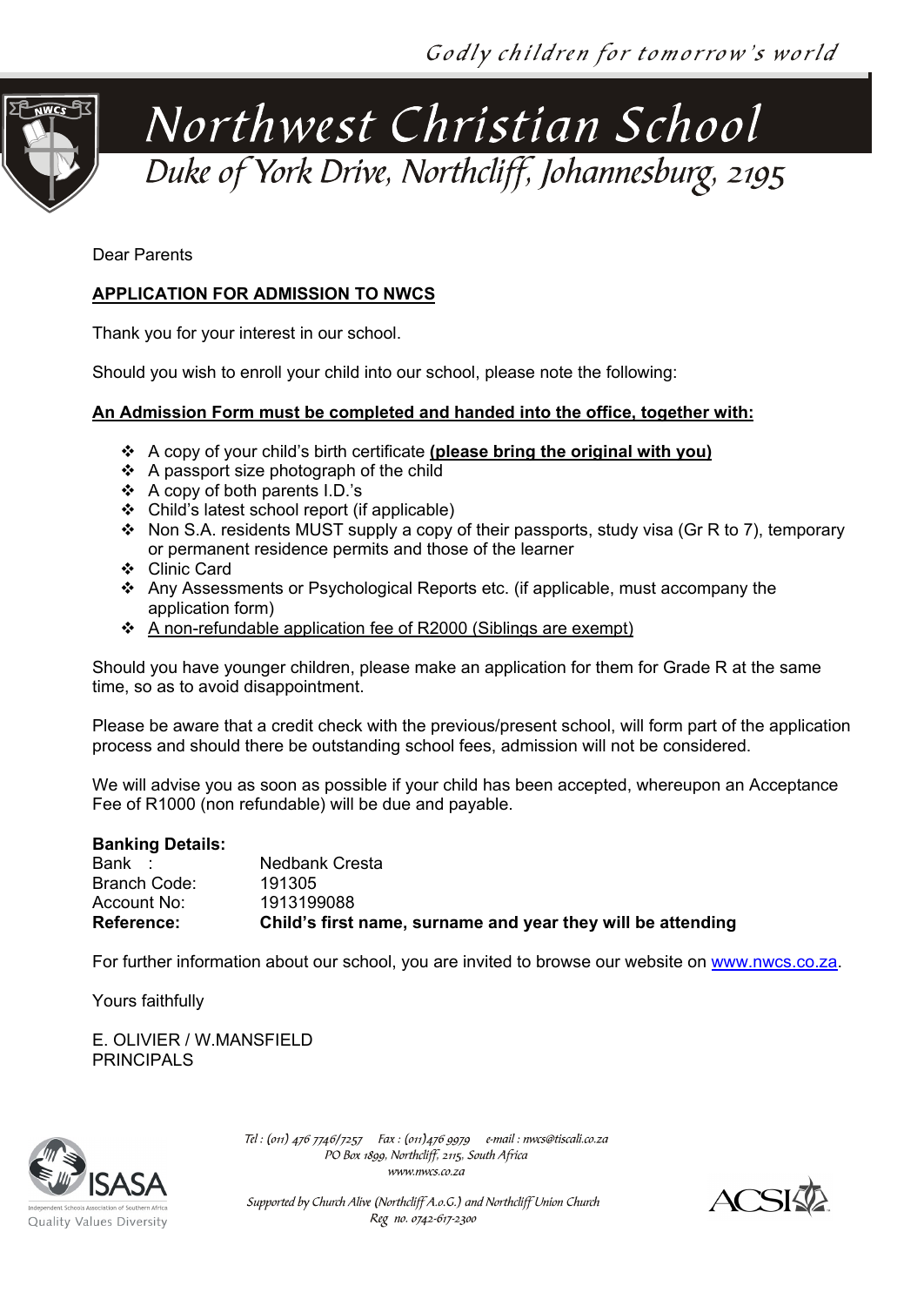*Godly children for tomorrow's world*

# Northwest Christian School

*Duke of York Drive, Northcliff, Johannesburg, 2195*

Dear Parents

**APPLICATION FOR ADMISSION TO NWCS**

Thank you for your interest in our school.

Should you wish to enroll your child into our school, please note the following:

**An Admission Form must be completed and handed into the office, together with:**

- A copy of your child's birth certificate **(please bring the original with you)**
- A passport size photograph of the child
- A copy of both parents I.D.'s
- Child's latest school report (if applicable)
- Non S.A. residents MUST supply a copy of their passports, study visa (Gr R to 7), temporary or permanent residence permits and those of the learner
- Clinic Card
- Any Assessments or Psychological Reports etc. (if applicable, must accompany the application form)
- A non-refundable application fee of R2000 (Siblings are exempt)

Should you have younger children, please make an application for them for Grade R at the same time, so as to avoid disappointment.

Please be aware that a credit check with the previous/present school, will form part of the application process and should there be outstanding school fees, admission will not be considered.

We will advise you as soon as possible if your child has been accepted, whereupon an Acceptance Fee of R1000 (non refundable) will be due and payable.

**Banking Details:**

| | |
|---|---|
| Bank : | Nedbank Cresta |
| Branch Code: | 191305 |
| Account No: | 1913199088 |
| **Reference:** | **Child's first name, surname and year they will be attending** |

For further information about our school, you are invited to browse our website on www.nwcs.co.za.

Yours faithfully

E. OLIVIER / W.MANSFIELD
PRINCIPALS

*Tel : (011) 476 7746/7257 Fax : (011)476 9979 e-mail : nwcs@tiscali.co.za*
*PO Box 1899, Northcliff, 2115, South Africa*
*www.nwcs.co.za*

*Supported by Church Alive (Northcliff A.o.G.) and Northcliff Union Church*
*Reg no. 0742-617-2300*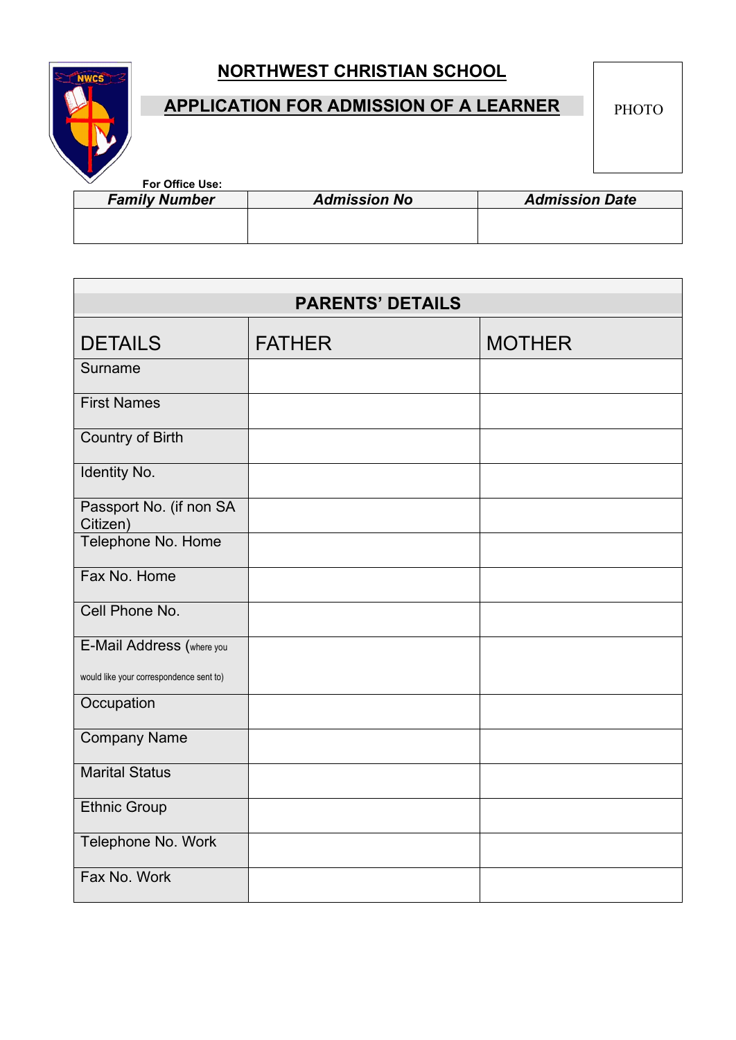# NORTHWEST CHRISTIAN SCHOOL

## APPLICATION FOR ADMISSION OF A LEARNER

PHOTO

**For Office Use:**

| ***Family Number*** | ***Admission No*** | ***Admission Date*** |
|---|---|---|
| | | |

| **PARENTS' DETAILS** | | |
|---|---|---|
| DETAILS | FATHER | MOTHER |
| Surname | | |
| First Names | | |
| Country of Birth | | |
| Identity No. | | |
| Passport No. (if non SA Citizen) | | |
| Telephone No. Home | | |
| Fax No. Home | | |
| Cell Phone No. | | |
| E-Mail Address (where you would like your correspondence sent to) | | |
| Occupation | | |
| Company Name | | |
| Marital Status | | |
| Ethnic Group | | |
| Telephone No. Work | | |
| Fax No. Work | | |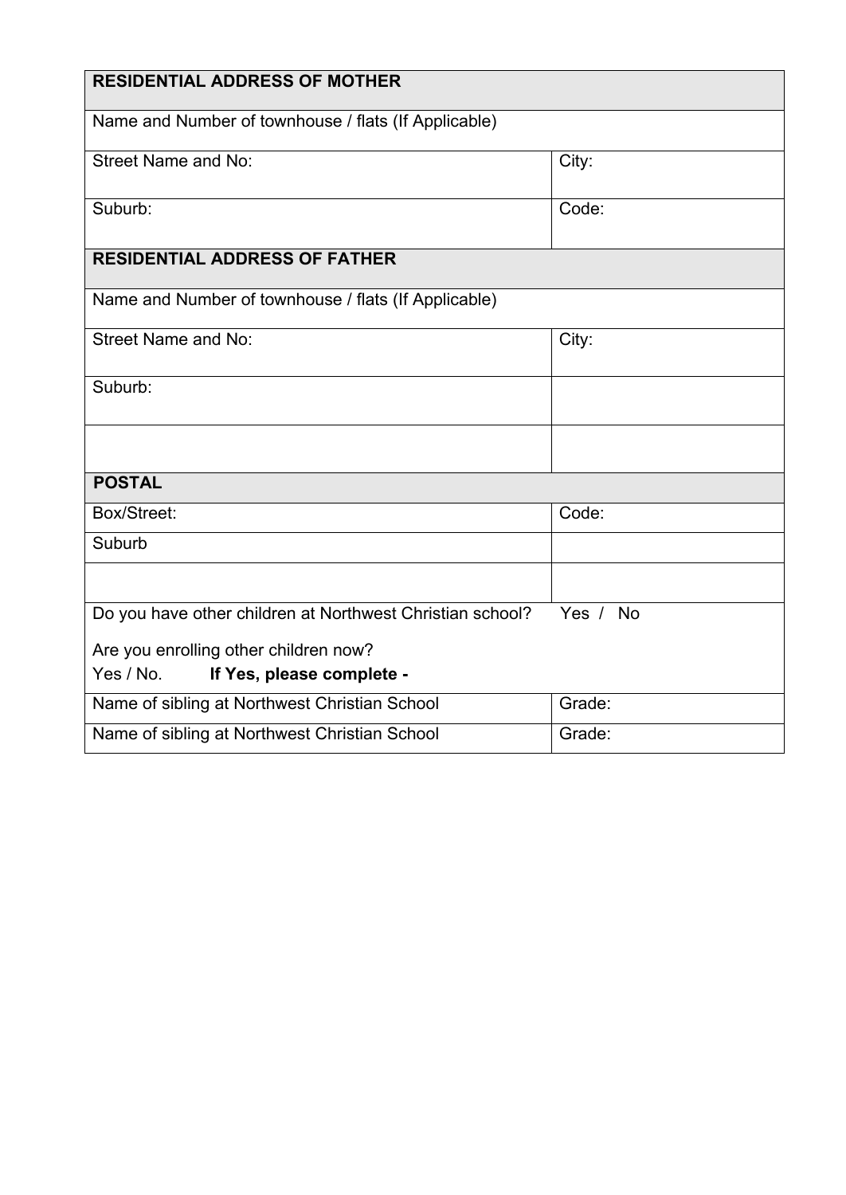| **RESIDENTIAL ADDRESS OF MOTHER** | |
|---|---|
| Name and Number of townhouse / flats (If Applicable) | |
| Street Name and No: | City: |
| Suburb: | Code: |
| **RESIDENTIAL ADDRESS OF FATHER** | |
| Name and Number of townhouse / flats (If Applicable) | |
| Street Name and No: | City: |
| Suburb: | |
| | |
| **POSTAL** | |
| Box/Street: | Code: |
| Suburb | |
| | |
| Do you have other children at Northwest Christian school? | Yes / No |
| Are you enrolling other children now? Yes / No. **If Yes, please complete -** | |
| Name of sibling at Northwest Christian School | Grade: |
| Name of sibling at Northwest Christian School | Grade: |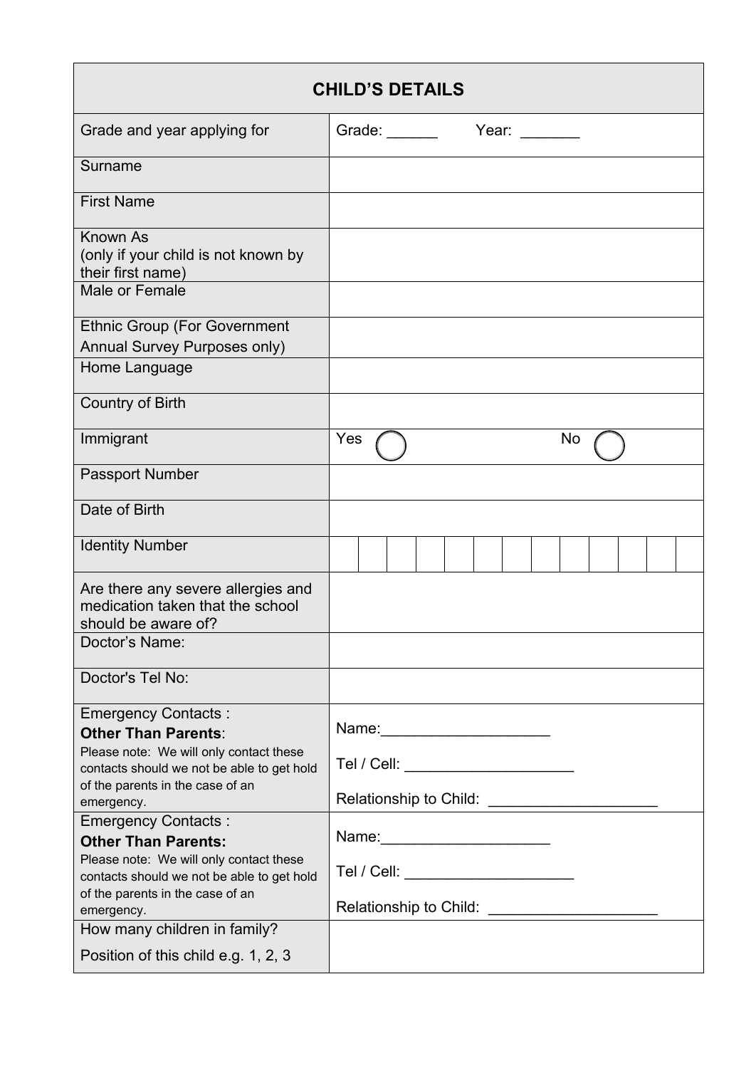| CHILD'S DETAILS | |
|---|---|
| Grade and year applying for | Grade: ______ Year: _______ |
| Surname | |
| First Name | |
| Known As (only if your child is not known by their first name) | |
| Male or Female | |
| Ethnic Group (For Government Annual Survey Purposes only) | |
| Home Language | |
| Country of Birth | |
| Immigrant | Yes ◯ No ◯ |
| Passport Number | |
| Date of Birth | |
| Identity Number | ☐☐☐☐☐☐☐☐☐☐☐☐☐ |
| Are there any severe allergies and medication taken that the school should be aware of? | |
| Doctor's Name: | |
| Doctor's Tel No: | |
| Emergency Contacts : **Other Than Parents**: Please note: We will only contact these contacts should we not be able to get hold of the parents in the case of an emergency. | Name:____________________ Tel / Cell: ____________________ Relationship to Child: ____________________ |
| Emergency Contacts : **Other Than Parents:** Please note: We will only contact these contacts should we not be able to get hold of the parents in the case of an emergency. | Name:____________________ Tel / Cell: ____________________ Relationship to Child: ____________________ |
| How many children in family? Position of this child e.g. 1, 2, 3 | |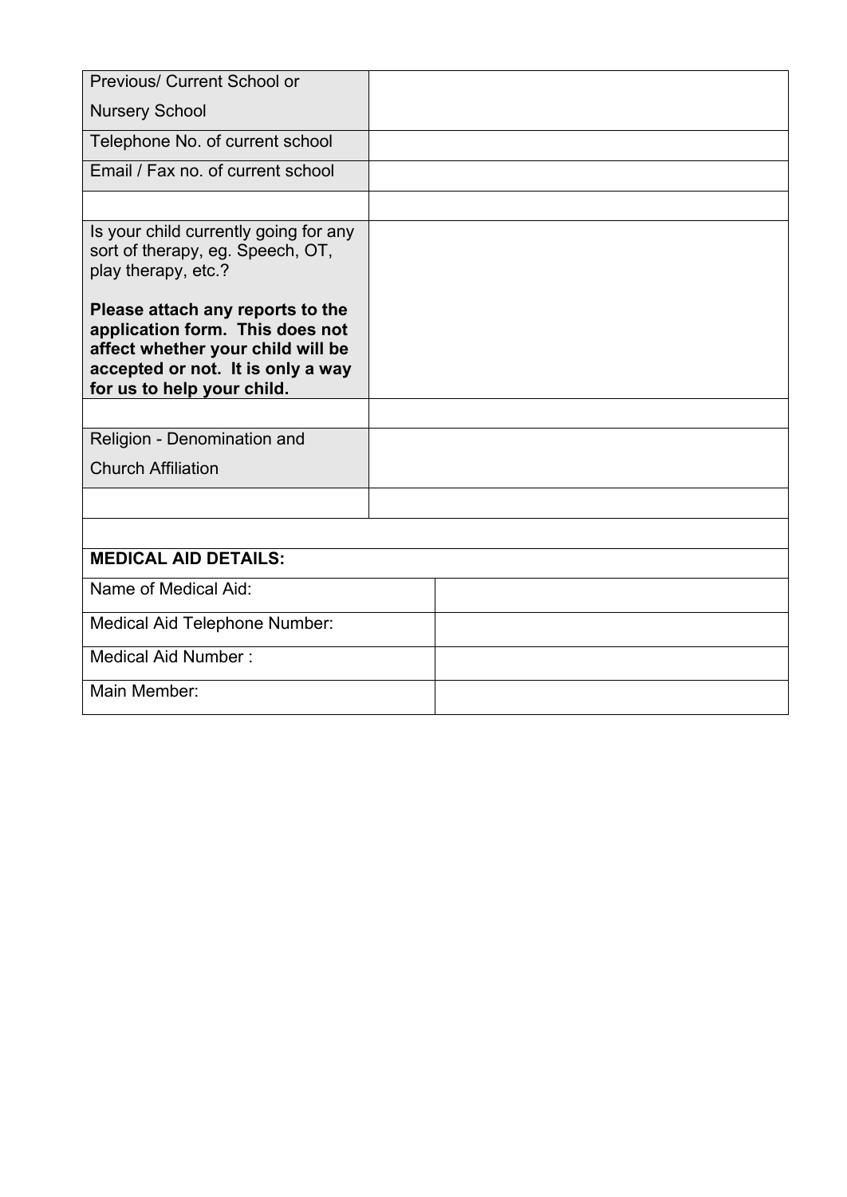| Previous/ Current School or Nursery School | |
|---|---|
| Telephone No. of current school | |
| Email / Fax no. of current school | |
| | |
| Is your child currently going for any sort of therapy, eg. Speech, OT, play therapy, etc.?<br><br>**Please attach any reports to the application form. This does not affect whether your child will be accepted or not. It is only a way for us to help your child.** | |
| | |
| Religion - Denomination and Church Affiliation | |
| | |

| **MEDICAL AID DETAILS:** | |
|---|---|
| Name of Medical Aid: | |
| Medical Aid Telephone Number: | |
| Medical Aid Number : | |
| Main Member: | |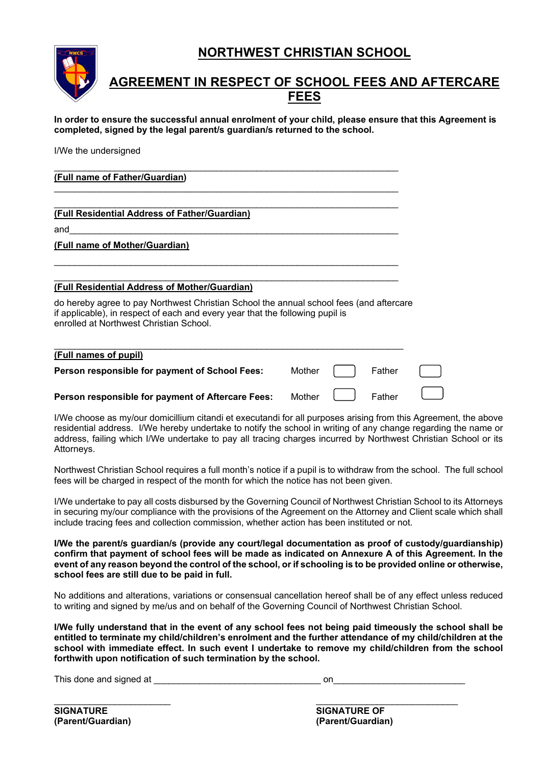# NORTHWEST CHRISTIAN SCHOOL

## AGREEMENT IN RESPECT OF SCHOOL FEES AND AFTERCARE FEES

**In order to ensure the successful annual enrolment of your child, please ensure that this Agreement is completed, signed by the legal parent/s guardian/s returned to the school.**

I/We the undersigned

_______________________________________________________________

**(Full name of Father/Guardian)**

_______________________________________________________________

_______________________________________________________________

**(Full Residential Address of Father/Guardian)**

and_____________________________________________________________

**(Full name of Mother/Guardian)**

_______________________________________________________________

_______________________________________________________________

**(Full Residential Address of Mother/Guardian)**

do hereby agree to pay Northwest Christian School the annual school fees (and aftercare if applicable), in respect of each and every year that the following pupil is enrolled at Northwest Christian School.

_______________________________________________________________

**(Full names of pupil)**

**Person responsible for payment of School Fees:** Mother ☐ Father ☐

**Person responsible for payment of Aftercare Fees:** Mother ☐ Father ☐

I/We choose as my/our domicillium citandi et executandi for all purposes arising from this Agreement, the above residential address. I/We hereby undertake to notify the school in writing of any change regarding the name or address, failing which I/We undertake to pay all tracing charges incurred by Northwest Christian School or its Attorneys.

Northwest Christian School requires a full month's notice if a pupil is to withdraw from the school. The full school fees will be charged in respect of the month for which the notice has not been given.

I/We undertake to pay all costs disbursed by the Governing Council of Northwest Christian School to its Attorneys in securing my/our compliance with the provisions of the Agreement on the Attorney and Client scale which shall include tracing fees and collection commission, whether action has been instituted or not.

**I/We the parent/s guardian/s (provide any court/legal documentation as proof of custody/guardianship) confirm that payment of school fees will be made as indicated on Annexure A of this Agreement. In the event of any reason beyond the control of the school, or if schooling is to be provided online or otherwise, school fees are still due to be paid in full.**

No additions and alterations, variations or consensual cancellation hereof shall be of any effect unless reduced to writing and signed by me/us and on behalf of the Governing Council of Northwest Christian School.

**I/We fully understand that in the event of any school fees not being paid timeously the school shall be entitled to terminate my child/children's enrolment and the further attendance of my child/children at the school with immediate effect. In such event I undertake to remove my child/children from the school forthwith upon notification of such termination by the school.**

This done and signed at _______________________________ on_________________________

_________________________ _________________________

**SIGNATURE (Parent/Guardian)** **SIGNATURE OF (Parent/Guardian)**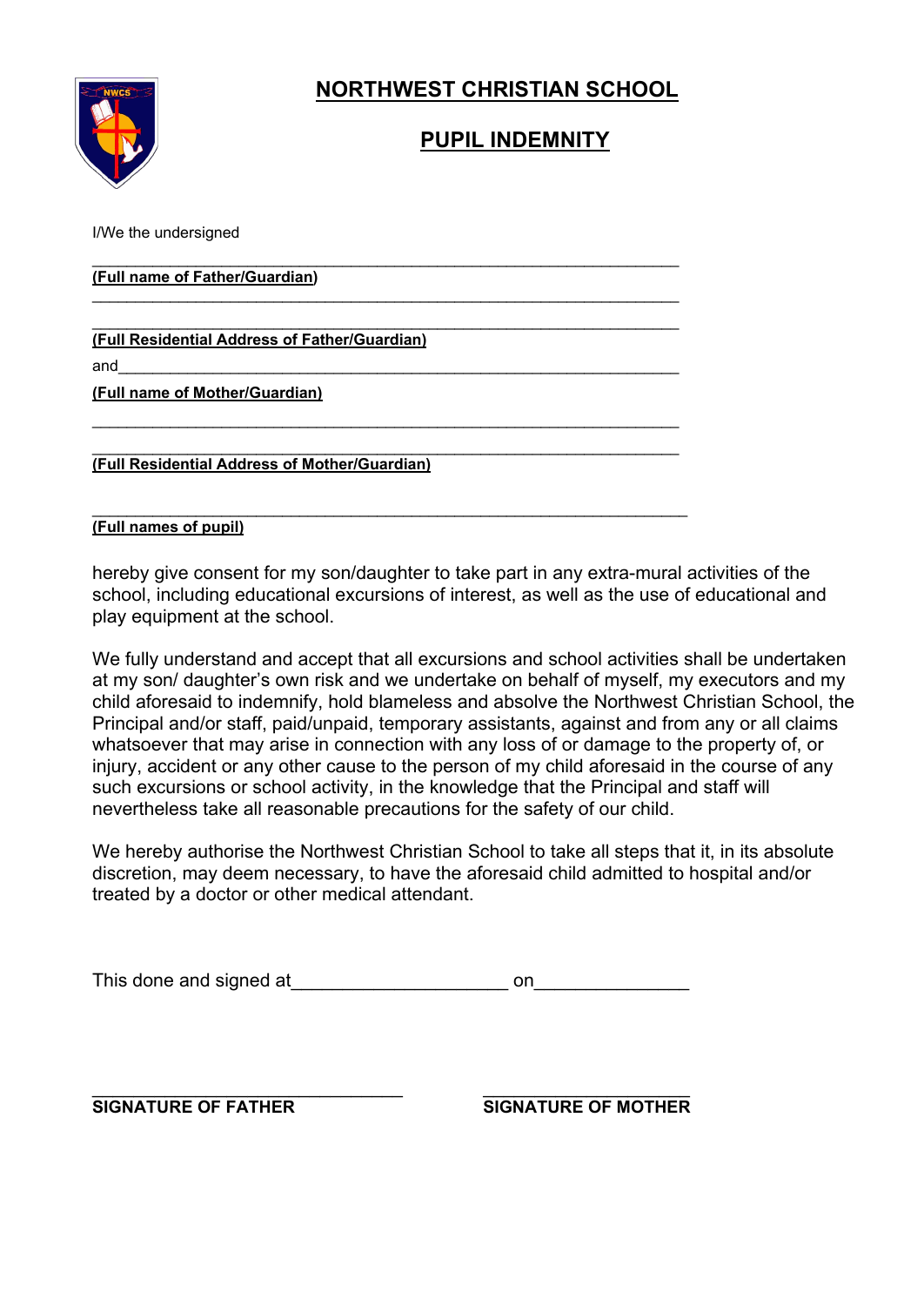# NORTHWEST CHRISTIAN SCHOOL

## PUPIL INDEMNITY

I/We the undersigned

\_\_\_\_\_\_\_\_\_\_\_\_\_\_\_\_\_\_\_\_\_\_\_\_\_\_\_\_\_\_\_\_\_\_\_\_\_\_\_\_\_\_\_\_\_\_\_\_\_\_\_\_\_\_\_\_\_\_\_\_\_\_\_\_\_

**(Full name of Father/Guardian)**

\_\_\_\_\_\_\_\_\_\_\_\_\_\_\_\_\_\_\_\_\_\_\_\_\_\_\_\_\_\_\_\_\_\_\_\_\_\_\_\_\_\_\_\_\_\_\_\_\_\_\_\_\_\_\_\_\_\_\_\_\_\_\_\_\_

\_\_\_\_\_\_\_\_\_\_\_\_\_\_\_\_\_\_\_\_\_\_\_\_\_\_\_\_\_\_\_\_\_\_\_\_\_\_\_\_\_\_\_\_\_\_\_\_\_\_\_\_\_\_\_\_\_\_\_\_\_\_\_\_\_

**(Full Residential Address of Father/Guardian)**

and\_\_\_\_\_\_\_\_\_\_\_\_\_\_\_\_\_\_\_\_\_\_\_\_\_\_\_\_\_\_\_\_\_\_\_\_\_\_\_\_\_\_\_\_\_\_\_\_\_\_\_\_\_\_\_\_\_\_\_\_\_\_

**(Full name of Mother/Guardian)**

\_\_\_\_\_\_\_\_\_\_\_\_\_\_\_\_\_\_\_\_\_\_\_\_\_\_\_\_\_\_\_\_\_\_\_\_\_\_\_\_\_\_\_\_\_\_\_\_\_\_\_\_\_\_\_\_\_\_\_\_\_\_\_\_\_

\_\_\_\_\_\_\_\_\_\_\_\_\_\_\_\_\_\_\_\_\_\_\_\_\_\_\_\_\_\_\_\_\_\_\_\_\_\_\_\_\_\_\_\_\_\_\_\_\_\_\_\_\_\_\_\_\_\_\_\_\_\_\_\_\_

**(Full Residential Address of Mother/Guardian)**

\_\_\_\_\_\_\_\_\_\_\_\_\_\_\_\_\_\_\_\_\_\_\_\_\_\_\_\_\_\_\_\_\_\_\_\_\_\_\_\_\_\_\_\_\_\_\_\_\_\_\_\_\_\_\_\_\_\_\_\_\_\_\_\_\_

**(Full names of pupil)**

hereby give consent for my son/daughter to take part in any extra-mural activities of the school, including educational excursions of interest, as well as the use of educational and play equipment at the school.

We fully understand and accept that all excursions and school activities shall be undertaken at my son/ daughter's own risk and we undertake on behalf of myself, my executors and my child aforesaid to indemnify, hold blameless and absolve the Northwest Christian School, the Principal and/or staff, paid/unpaid, temporary assistants, against and from any or all claims whatsoever that may arise in connection with any loss of or damage to the property of, or injury, accident or any other cause to the person of my child aforesaid in the course of any such excursions or school activity, in the knowledge that the Principal and staff will nevertheless take all reasonable precautions for the safety of our child.

We hereby authorise the Northwest Christian School to take all steps that it, in its absolute discretion, may deem necessary, to have the aforesaid child admitted to hospital and/or treated by a doctor or other medical attendant.

This done and signed at\_\_\_\_\_\_\_\_\_\_\_\_\_\_\_\_\_\_\_\_\_\_ on\_\_\_\_\_\_\_\_\_\_\_\_\_\_\_\_

\_\_\_\_\_\_\_\_\_\_\_\_\_\_\_\_\_\_\_\_\_\_\_\_\_\_\_\_\_\_\_\_

**SIGNATURE OF FATHER**

\_\_\_\_\_\_\_\_\_\_\_\_\_\_\_\_\_\_\_\_\_\_\_\_\_\_\_\_\_\_\_\_

**SIGNATURE OF MOTHER**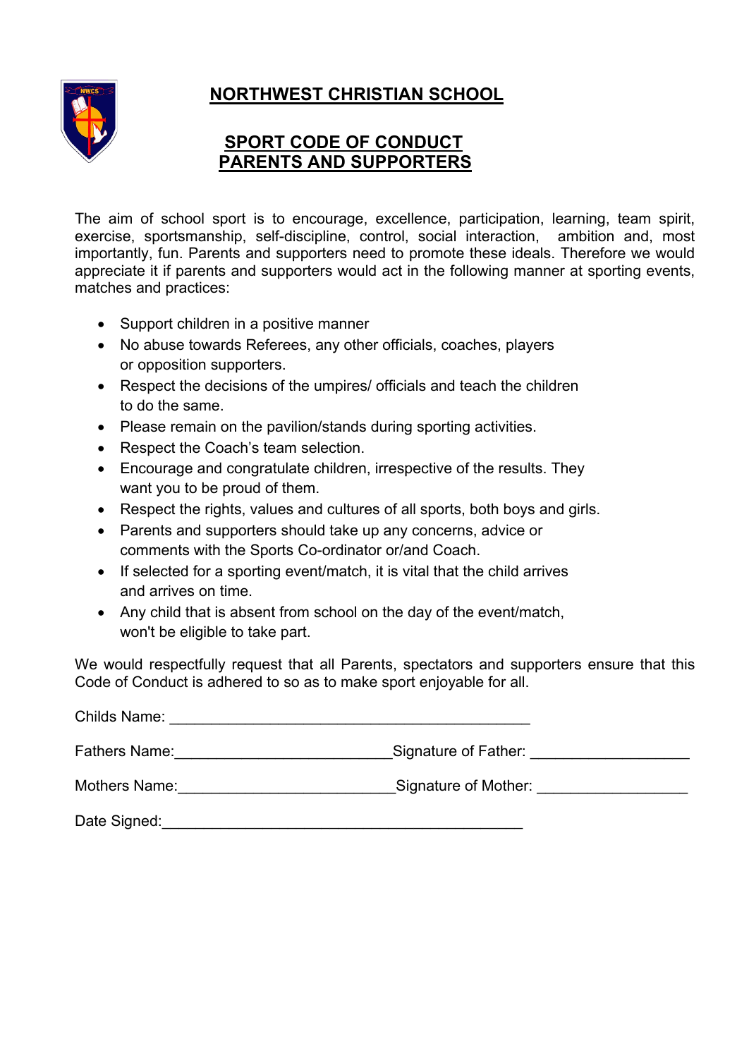# NORTHWEST CHRISTIAN SCHOOL

## SPORT CODE OF CONDUCT
## PARENTS AND SUPPORTERS

The aim of school sport is to encourage, excellence, participation, learning, team spirit, exercise, sportsmanship, self-discipline, control, social interaction, ambition and, most importantly, fun. Parents and supporters need to promote these ideals. Therefore we would appreciate it if parents and supporters would act in the following manner at sporting events, matches and practices:

- Support children in a positive manner
- No abuse towards Referees, any other officials, coaches, players or opposition supporters.
- Respect the decisions of the umpires/ officials and teach the children to do the same.
- Please remain on the pavilion/stands during sporting activities.
- Respect the Coach's team selection.
- Encourage and congratulate children, irrespective of the results. They want you to be proud of them.
- Respect the rights, values and cultures of all sports, both boys and girls.
- Parents and supporters should take up any concerns, advice or comments with the Sports Co-ordinator or/and Coach.
- If selected for a sporting event/match, it is vital that the child arrives and arrives on time.
- Any child that is absent from school on the day of the event/match, won't be eligible to take part.

We would respectfully request that all Parents, spectators and supporters ensure that this Code of Conduct is adhered to so as to make sport enjoyable for all.

Childs Name: ____________________________________________

Fathers Name:__________________________Signature of Father: ___________________

Mothers Name:__________________________Signature of Mother: __________________

Date Signed:____________________________________________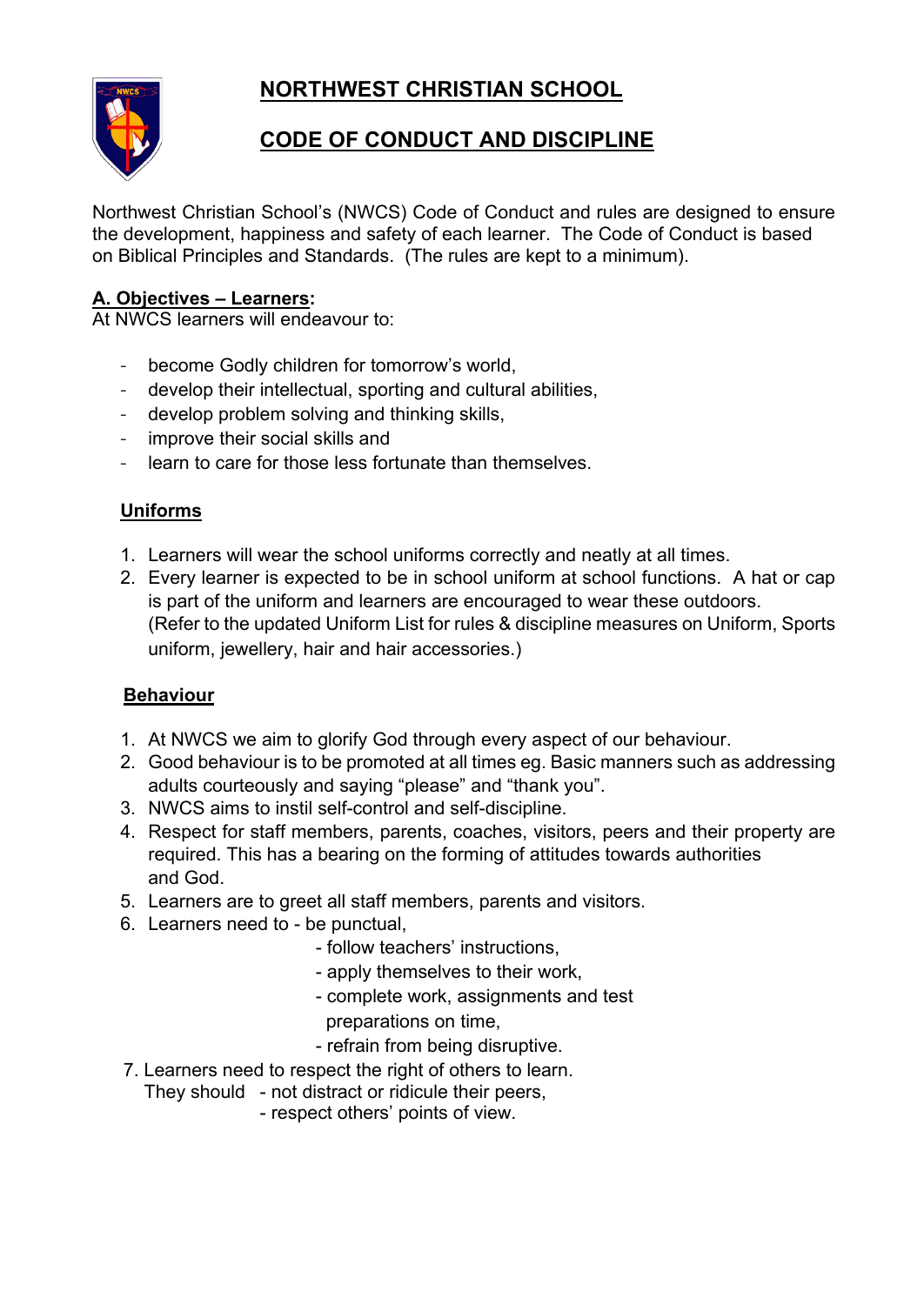# NORTHWEST CHRISTIAN SCHOOL

## CODE OF CONDUCT AND DISCIPLINE

Northwest Christian School's (NWCS) Code of Conduct and rules are designed to ensure the development, happiness and safety of each learner. The Code of Conduct is based on Biblical Principles and Standards. (The rules are kept to a minimum).

### A. Objectives – Learners:

At NWCS learners will endeavour to:

- become Godly children for tomorrow's world,
- develop their intellectual, sporting and cultural abilities,
- develop problem solving and thinking skills,
- improve their social skills and
- learn to care for those less fortunate than themselves.

#### Uniforms

1. Learners will wear the school uniforms correctly and neatly at all times.
2. Every learner is expected to be in school uniform at school functions. A hat or cap is part of the uniform and learners are encouraged to wear these outdoors. (Refer to the updated Uniform List for rules & discipline measures on Uniform, Sports uniform, jewellery, hair and hair accessories.)

#### Behaviour

1. At NWCS we aim to glorify God through every aspect of our behaviour.
2. Good behaviour is to be promoted at all times eg. Basic manners such as addressing adults courteously and saying "please" and "thank you".
3. NWCS aims to instil self-control and self-discipline.
4. Respect for staff members, parents, coaches, visitors, peers and their property are required. This has a bearing on the forming of attitudes towards authorities and God.
5. Learners are to greet all staff members, parents and visitors.
6. Learners need to
   - be punctual,
   - follow teachers' instructions,
   - apply themselves to their work,
   - complete work, assignments and test preparations on time,
   - refrain from being disruptive.
7. Learners need to respect the right of others to learn. They should
   - not distract or ridicule their peers,
   - respect others' points of view.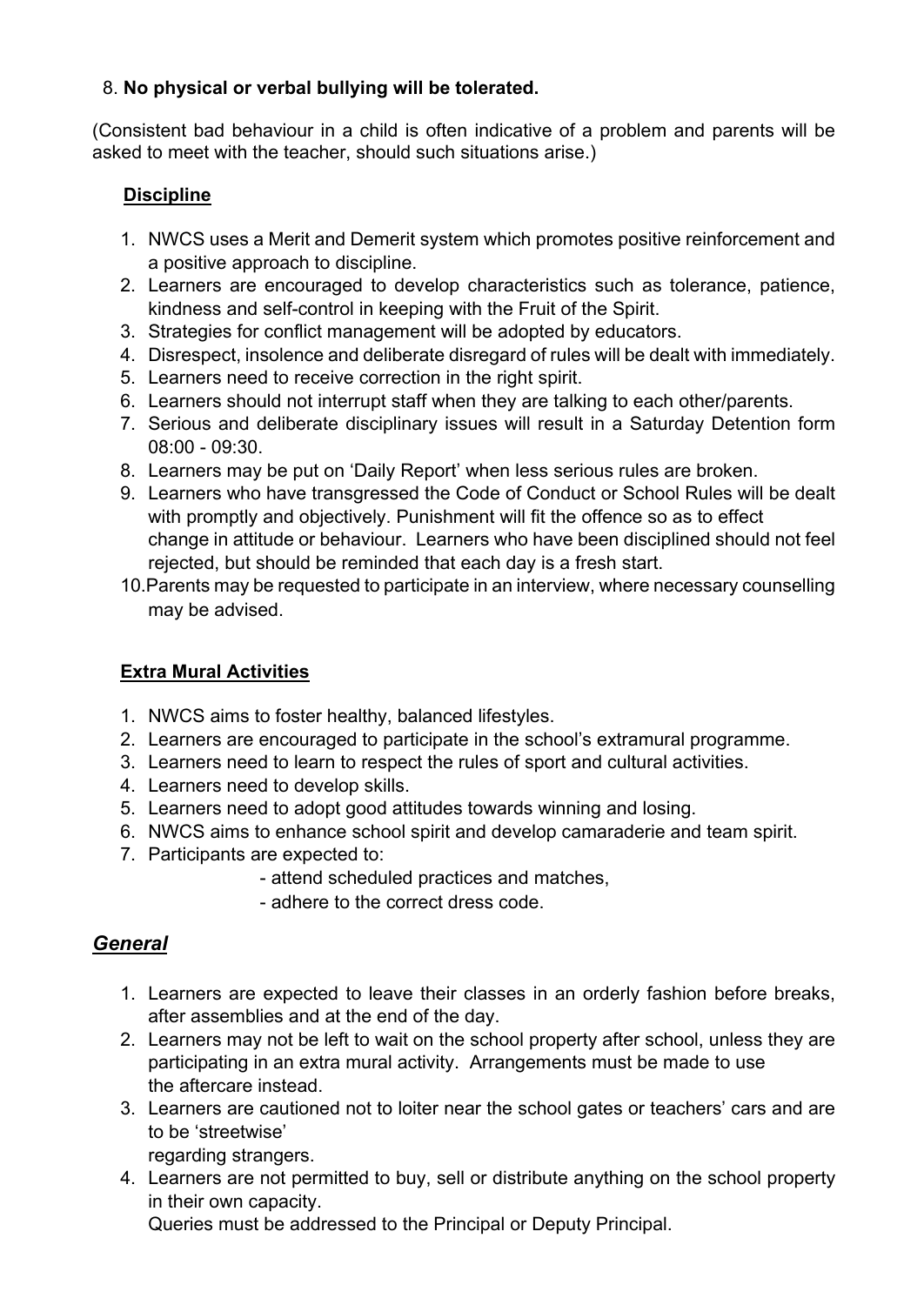8. **No physical or verbal bullying will be tolerated.**

(Consistent bad behaviour in a child is often indicative of a problem and parents will be asked to meet with the teacher, should such situations arise.)

**Discipline**

1. NWCS uses a Merit and Demerit system which promotes positive reinforcement and a positive approach to discipline.
2. Learners are encouraged to develop characteristics such as tolerance, patience, kindness and self-control in keeping with the Fruit of the Spirit.
3. Strategies for conflict management will be adopted by educators.
4. Disrespect, insolence and deliberate disregard of rules will be dealt with immediately.
5. Learners need to receive correction in the right spirit.
6. Learners should not interrupt staff when they are talking to each other/parents.
7. Serious and deliberate disciplinary issues will result in a Saturday Detention form 08:00 - 09:30.
8. Learners may be put on 'Daily Report' when less serious rules are broken.
9. Learners who have transgressed the Code of Conduct or School Rules will be dealt with promptly and objectively. Punishment will fit the offence so as to effect change in attitude or behaviour. Learners who have been disciplined should not feel rejected, but should be reminded that each day is a fresh start.
10. Parents may be requested to participate in an interview, where necessary counselling may be advised.

**Extra Mural Activities**

1. NWCS aims to foster healthy, balanced lifestyles.
2. Learners are encouraged to participate in the school's extramural programme.
3. Learners need to learn to respect the rules of sport and cultural activities.
4. Learners need to develop skills.
5. Learners need to adopt good attitudes towards winning and losing.
6. NWCS aims to enhance school spirit and develop camaraderie and team spirit.
7. Participants are expected to:
   - attend scheduled practices and matches,
   - adhere to the correct dress code.

## *General*

1. Learners are expected to leave their classes in an orderly fashion before breaks, after assemblies and at the end of the day.
2. Learners may not be left to wait on the school property after school, unless they are participating in an extra mural activity. Arrangements must be made to use the aftercare instead.
3. Learners are cautioned not to loiter near the school gates or teachers' cars and are to be 'streetwise' regarding strangers.
4. Learners are not permitted to buy, sell or distribute anything on the school property in their own capacity. Queries must be addressed to the Principal or Deputy Principal.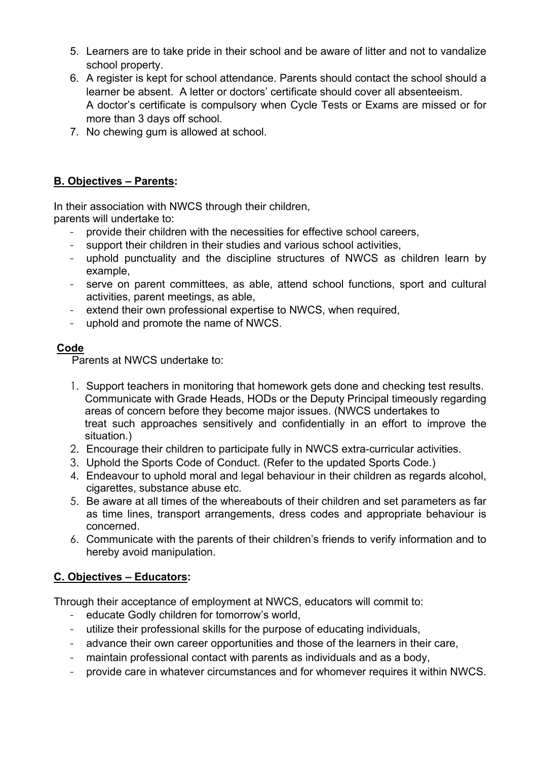5. Learners are to take pride in their school and be aware of litter and not to vandalize school property.
6. A register is kept for school attendance. Parents should contact the school should a learner be absent. A letter or doctors' certificate should cover all absenteeism. A doctor's certificate is compulsory when Cycle Tests or Exams are missed or for more than 3 days off school.
7. No chewing gum is allowed at school.

**B. Objectives – Parents:**

In their association with NWCS through their children, parents will undertake to:

- provide their children with the necessities for effective school careers,
- support their children in their studies and various school activities,
- uphold punctuality and the discipline structures of NWCS as children learn by example,
- serve on parent committees, as able, attend school functions, sport and cultural activities, parent meetings, as able,
- extend their own professional expertise to NWCS, when required,
- uphold and promote the name of NWCS.

**Code**

Parents at NWCS undertake to:

1. Support teachers in monitoring that homework gets done and checking test results. Communicate with Grade Heads, HODs or the Deputy Principal timeously regarding areas of concern before they become major issues. (NWCS undertakes to treat such approaches sensitively and confidentially in an effort to improve the situation.)
2. Encourage their children to participate fully in NWCS extra-curricular activities.
3. Uphold the Sports Code of Conduct. (Refer to the updated Sports Code.)
4. Endeavour to uphold moral and legal behaviour in their children as regards alcohol, cigarettes, substance abuse etc.
5. Be aware at all times of the whereabouts of their children and set parameters as far as time lines, transport arrangements, dress codes and appropriate behaviour is concerned.
6. Communicate with the parents of their children's friends to verify information and to hereby avoid manipulation.

**C. Objectives – Educators:**

Through their acceptance of employment at NWCS, educators will commit to:

- educate Godly children for tomorrow's world,
- utilize their professional skills for the purpose of educating individuals,
- advance their own career opportunities and those of the learners in their care,
- maintain professional contact with parents as individuals and as a body,
- provide care in whatever circumstances and for whomever requires it within NWCS.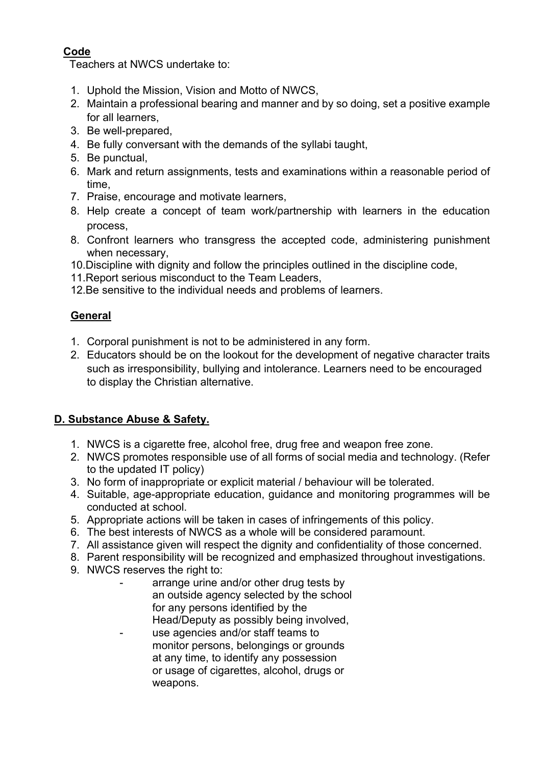**Code**

Teachers at NWCS undertake to:

1. Uphold the Mission, Vision and Motto of NWCS,
2. Maintain a professional bearing and manner and by so doing, set a positive example for all learners,
3. Be well-prepared,
4. Be fully conversant with the demands of the syllabi taught,
5. Be punctual,
6. Mark and return assignments, tests and examinations within a reasonable period of time,
7. Praise, encourage and motivate learners,
8. Help create a concept of team work/partnership with learners in the education process,

8. Confront learners who transgress the accepted code, administering punishment when necessary,

10. Discipline with dignity and follow the principles outlined in the discipline code,
11. Report serious misconduct to the Team Leaders,
12. Be sensitive to the individual needs and problems of learners.

**General**

1. Corporal punishment is not to be administered in any form.
2. Educators should be on the lookout for the development of negative character traits such as irresponsibility, bullying and intolerance. Learners need to be encouraged to display the Christian alternative.

**D. Substance Abuse & Safety.**

1. NWCS is a cigarette free, alcohol free, drug free and weapon free zone.
2. NWCS promotes responsible use of all forms of social media and technology. (Refer to the updated IT policy)
3. No form of inappropriate or explicit material / behaviour will be tolerated.
4. Suitable, age-appropriate education, guidance and monitoring programmes will be conducted at school.
5. Appropriate actions will be taken in cases of infringements of this policy.
6. The best interests of NWCS as a whole will be considered paramount.
7. All assistance given will respect the dignity and confidentiality of those concerned.
8. Parent responsibility will be recognized and emphasized throughout investigations.
9. NWCS reserves the right to:
   - arrange urine and/or other drug tests by an outside agency selected by the school for any persons identified by the Head/Deputy as possibly being involved,
   - use agencies and/or staff teams to monitor persons, belongings or grounds at any time, to identify any possession or usage of cigarettes, alcohol, drugs or weapons.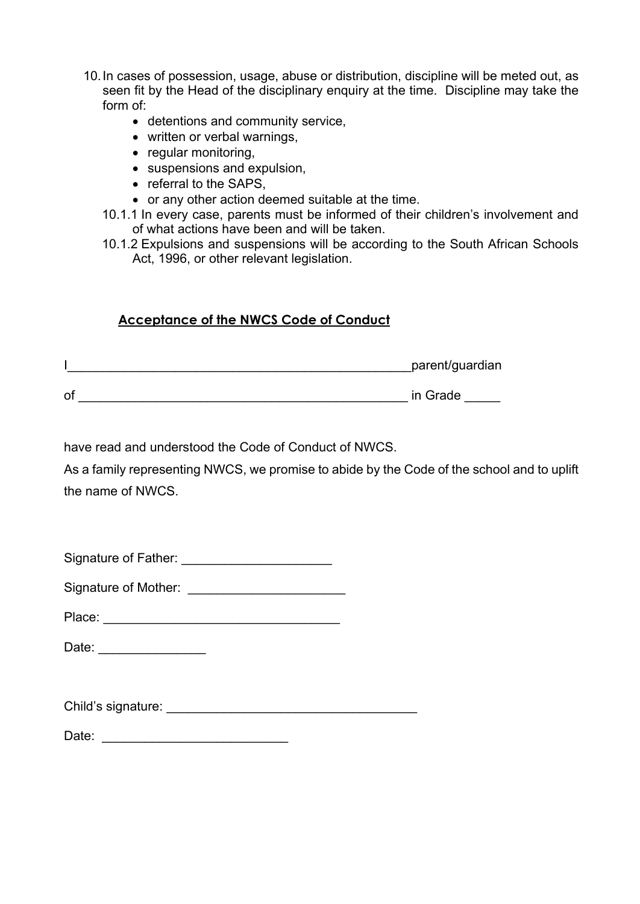10. In cases of possession, usage, abuse or distribution, discipline will be meted out, as seen fit by the Head of the disciplinary enquiry at the time. Discipline may take the form of:
    - detentions and community service,
    - written or verbal warnings,
    - regular monitoring,
    - suspensions and expulsion,
    - referral to the SAPS,
    - or any other action deemed suitable at the time.

    10.1.1 In every case, parents must be informed of their children's involvement and of what actions have been and will be taken.

    10.1.2 Expulsions and suspensions will be according to the South African Schools Act, 1996, or other relevant legislation.

## Acceptance of the NWCS Code of Conduct

I_________________________________________________parent/guardian

of _______________________________________________ in Grade _____

have read and understood the Code of Conduct of NWCS.

As a family representing NWCS, we promise to abide by the Code of the school and to uplift the name of NWCS.

Signature of Father: _____________________

Signature of Mother: ______________________

Place: _________________________________

Date: _______________

Child's signature: ___________________________________

Date: __________________________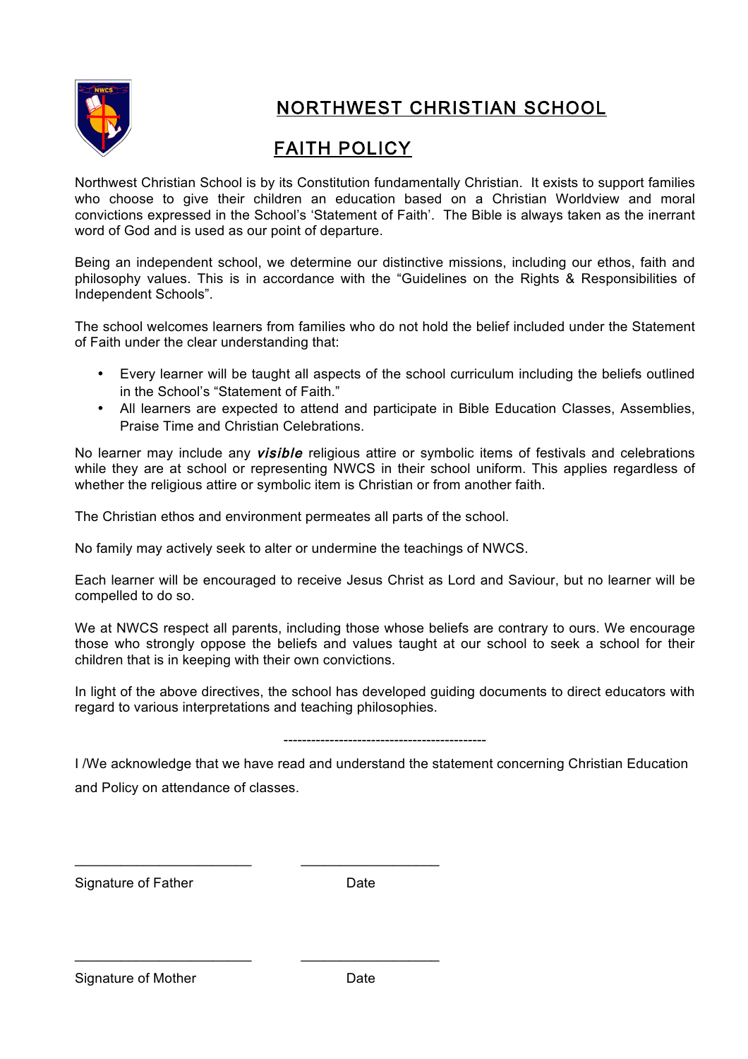# NORTHWEST CHRISTIAN SCHOOL

## FAITH POLICY

Northwest Christian School is by its Constitution fundamentally Christian. It exists to support families who choose to give their children an education based on a Christian Worldview and moral convictions expressed in the School's 'Statement of Faith'. The Bible is always taken as the inerrant word of God and is used as our point of departure.

Being an independent school, we determine our distinctive missions, including our ethos, faith and philosophy values. This is in accordance with the "Guidelines on the Rights & Responsibilities of Independent Schools".

The school welcomes learners from families who do not hold the belief included under the Statement of Faith under the clear understanding that:

- Every learner will be taught all aspects of the school curriculum including the beliefs outlined in the School's "Statement of Faith."
- All learners are expected to attend and participate in Bible Education Classes, Assemblies, Praise Time and Christian Celebrations.

No learner may include any ***visible*** religious attire or symbolic items of festivals and celebrations while they are at school or representing NWCS in their school uniform. This applies regardless of whether the religious attire or symbolic item is Christian or from another faith.

The Christian ethos and environment permeates all parts of the school.

No family may actively seek to alter or undermine the teachings of NWCS.

Each learner will be encouraged to receive Jesus Christ as Lord and Saviour, but no learner will be compelled to do so.

We at NWCS respect all parents, including those whose beliefs are contrary to ours. We encourage those who strongly oppose the beliefs and values taught at our school to seek a school for their children that is in keeping with their own convictions.

In light of the above directives, the school has developed guiding documents to direct educators with regard to various interpretations and teaching philosophies.

---

I /We acknowledge that we have read and understand the statement concerning Christian Education and Policy on attendance of classes.

\_\_\_\_\_\_\_\_\_\_\_\_\_\_\_\_\_\_\_\_\_\_\_\_ \_\_\_\_\_\_\_\_\_\_\_\_\_\_\_\_\_\_\_

Signature of Father Date

\_\_\_\_\_\_\_\_\_\_\_\_\_\_\_\_\_\_\_\_\_\_\_\_ \_\_\_\_\_\_\_\_\_\_\_\_\_\_\_\_\_\_\_

Signature of Mother Date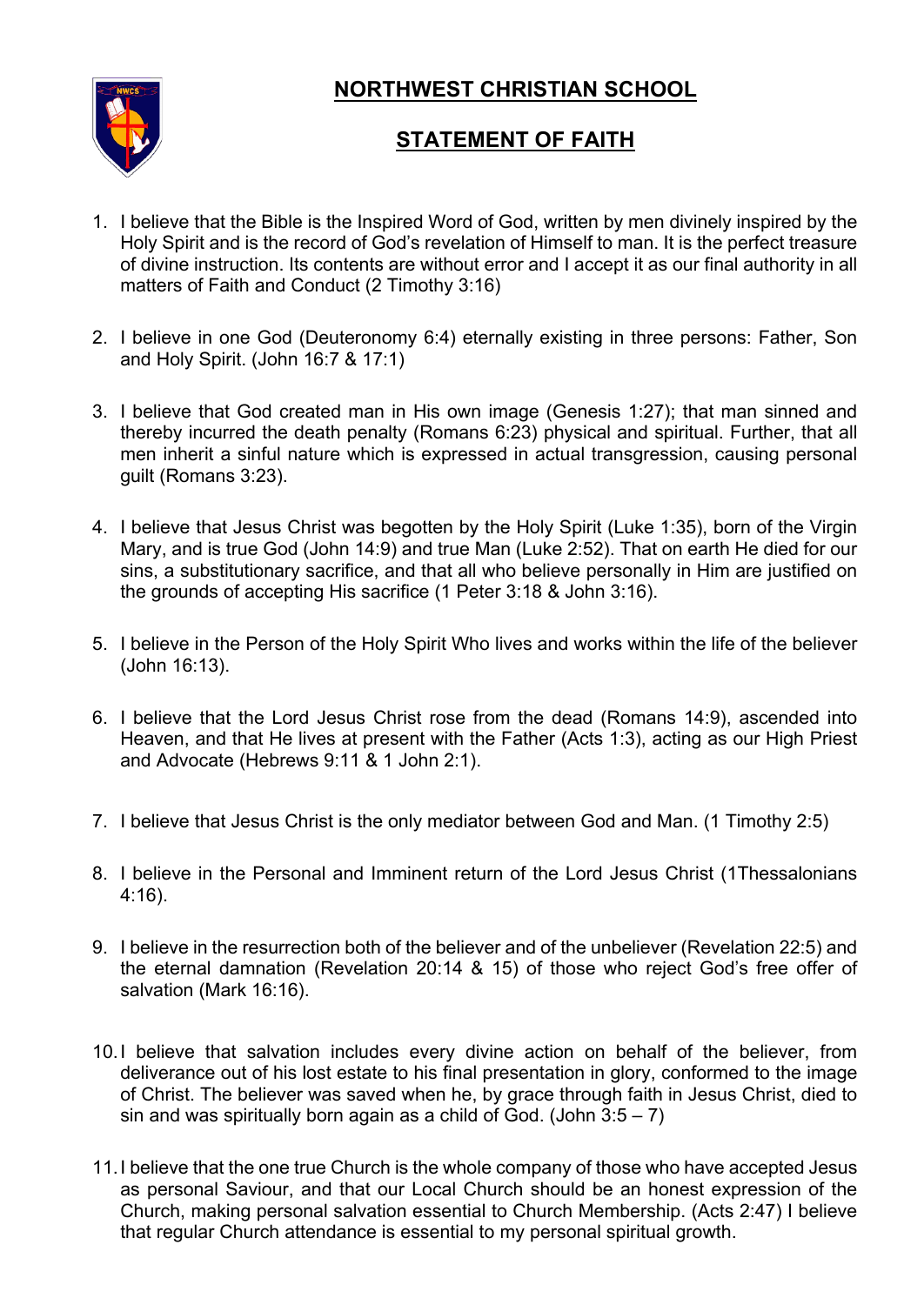# NORTHWEST CHRISTIAN SCHOOL

## STATEMENT OF FAITH

1. I believe that the Bible is the Inspired Word of God, written by men divinely inspired by the Holy Spirit and is the record of God's revelation of Himself to man. It is the perfect treasure of divine instruction. Its contents are without error and I accept it as our final authority in all matters of Faith and Conduct (2 Timothy 3:16)

2. I believe in one God (Deuteronomy 6:4) eternally existing in three persons: Father, Son and Holy Spirit. (John 16:7 & 17:1)

3. I believe that God created man in His own image (Genesis 1:27); that man sinned and thereby incurred the death penalty (Romans 6:23) physical and spiritual. Further, that all men inherit a sinful nature which is expressed in actual transgression, causing personal guilt (Romans 3:23).

4. I believe that Jesus Christ was begotten by the Holy Spirit (Luke 1:35), born of the Virgin Mary, and is true God (John 14:9) and true Man (Luke 2:52). That on earth He died for our sins, a substitutionary sacrifice, and that all who believe personally in Him are justified on the grounds of accepting His sacrifice (1 Peter 3:18 & John 3:16).

5. I believe in the Person of the Holy Spirit Who lives and works within the life of the believer (John 16:13).

6. I believe that the Lord Jesus Christ rose from the dead (Romans 14:9), ascended into Heaven, and that He lives at present with the Father (Acts 1:3), acting as our High Priest and Advocate (Hebrews 9:11 & 1 John 2:1).

7. I believe that Jesus Christ is the only mediator between God and Man. (1 Timothy 2:5)

8. I believe in the Personal and Imminent return of the Lord Jesus Christ (1Thessalonians 4:16).

9. I believe in the resurrection both of the believer and of the unbeliever (Revelation 22:5) and the eternal damnation (Revelation 20:14 & 15) of those who reject God's free offer of salvation (Mark 16:16).

10. I believe that salvation includes every divine action on behalf of the believer, from deliverance out of his lost estate to his final presentation in glory, conformed to the image of Christ. The believer was saved when he, by grace through faith in Jesus Christ, died to sin and was spiritually born again as a child of God. (John 3:5 – 7)

11. I believe that the one true Church is the whole company of those who have accepted Jesus as personal Saviour, and that our Local Church should be an honest expression of the Church, making personal salvation essential to Church Membership. (Acts 2:47) I believe that regular Church attendance is essential to my personal spiritual growth.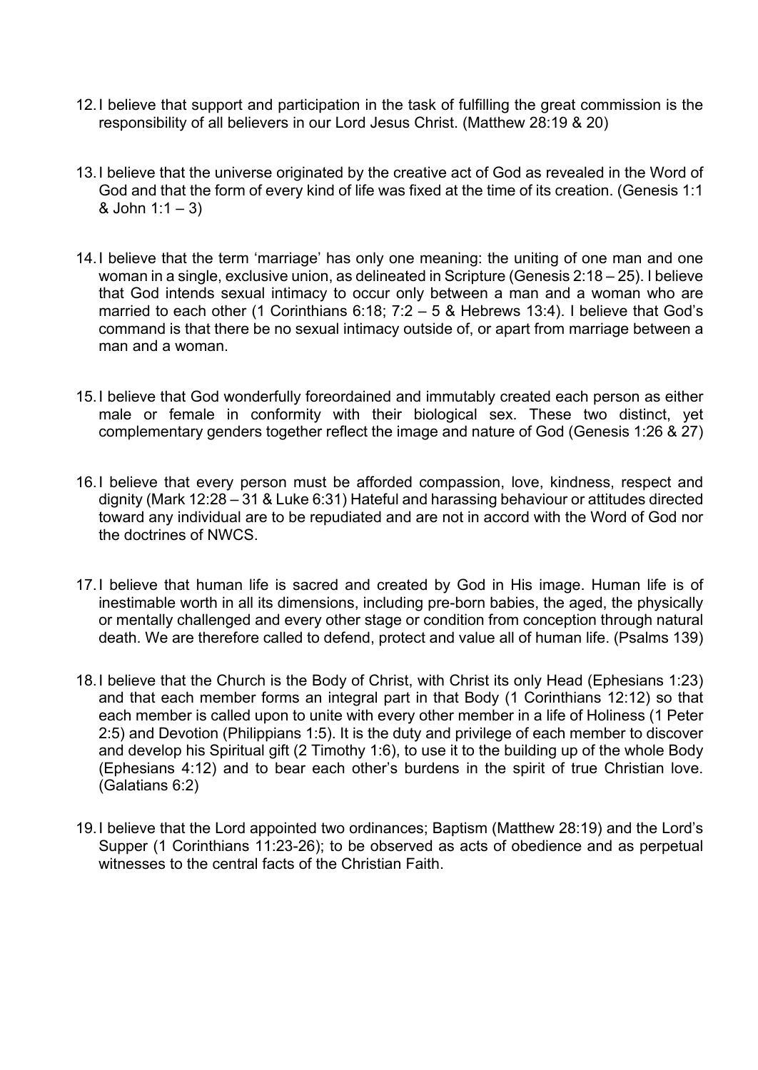12. I believe that support and participation in the task of fulfilling the great commission is the responsibility of all believers in our Lord Jesus Christ. (Matthew 28:19 & 20)

13. I believe that the universe originated by the creative act of God as revealed in the Word of God and that the form of every kind of life was fixed at the time of its creation. (Genesis 1:1 & John 1:1 – 3)

14. I believe that the term 'marriage' has only one meaning: the uniting of one man and one woman in a single, exclusive union, as delineated in Scripture (Genesis 2:18 – 25). I believe that God intends sexual intimacy to occur only between a man and a woman who are married to each other (1 Corinthians 6:18; 7:2 – 5 & Hebrews 13:4). I believe that God's command is that there be no sexual intimacy outside of, or apart from marriage between a man and a woman.

15. I believe that God wonderfully foreordained and immutably created each person as either male or female in conformity with their biological sex. These two distinct, yet complementary genders together reflect the image and nature of God (Genesis 1:26 & 27)

16. I believe that every person must be afforded compassion, love, kindness, respect and dignity (Mark 12:28 – 31 & Luke 6:31) Hateful and harassing behaviour or attitudes directed toward any individual are to be repudiated and are not in accord with the Word of God nor the doctrines of NWCS.

17. I believe that human life is sacred and created by God in His image. Human life is of inestimable worth in all its dimensions, including pre-born babies, the aged, the physically or mentally challenged and every other stage or condition from conception through natural death. We are therefore called to defend, protect and value all of human life. (Psalms 139)

18. I believe that the Church is the Body of Christ, with Christ its only Head (Ephesians 1:23) and that each member forms an integral part in that Body (1 Corinthians 12:12) so that each member is called upon to unite with every other member in a life of Holiness (1 Peter 2:5) and Devotion (Philippians 1:5). It is the duty and privilege of each member to discover and develop his Spiritual gift (2 Timothy 1:6), to use it to the building up of the whole Body (Ephesians 4:12) and to bear each other's burdens in the spirit of true Christian love. (Galatians 6:2)

19. I believe that the Lord appointed two ordinances; Baptism (Matthew 28:19) and the Lord's Supper (1 Corinthians 11:23-26); to be observed as acts of obedience and as perpetual witnesses to the central facts of the Christian Faith.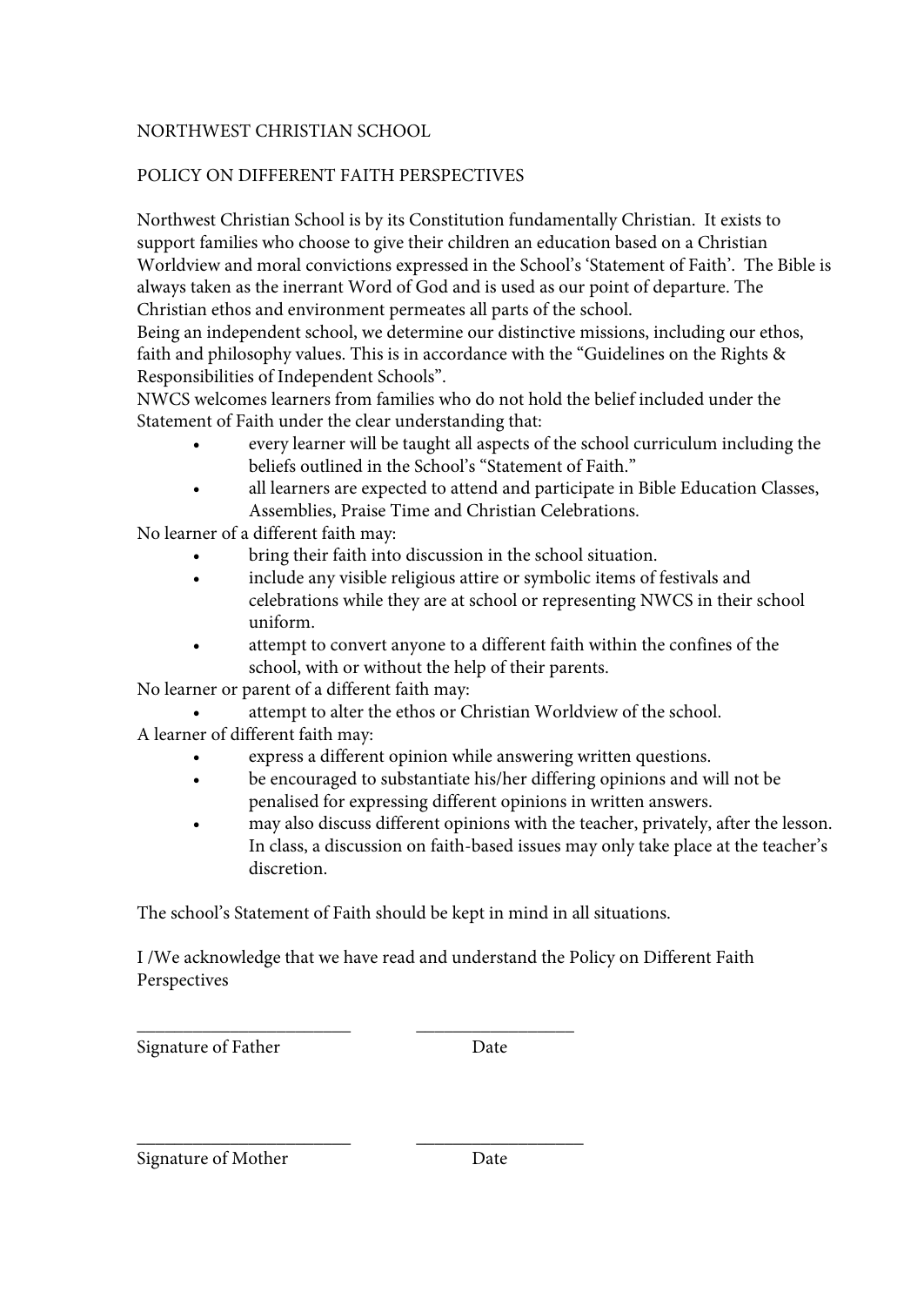NORTHWEST CHRISTIAN SCHOOL

POLICY ON DIFFERENT FAITH PERSPECTIVES

Northwest Christian School is by its Constitution fundamentally Christian. It exists to support families who choose to give their children an education based on a Christian Worldview and moral convictions expressed in the School's 'Statement of Faith'. The Bible is always taken as the inerrant Word of God and is used as our point of departure. The Christian ethos and environment permeates all parts of the school.
Being an independent school, we determine our distinctive missions, including our ethos, faith and philosophy values. This is in accordance with the "Guidelines on the Rights & Responsibilities of Independent Schools".
NWCS welcomes learners from families who do not hold the belief included under the Statement of Faith under the clear understanding that:

- every learner will be taught all aspects of the school curriculum including the beliefs outlined in the School's "Statement of Faith."
- all learners are expected to attend and participate in Bible Education Classes, Assemblies, Praise Time and Christian Celebrations.

No learner of a different faith may:

- bring their faith into discussion in the school situation.
- include any visible religious attire or symbolic items of festivals and celebrations while they are at school or representing NWCS in their school uniform.
- attempt to convert anyone to a different faith within the confines of the school, with or without the help of their parents.

No learner or parent of a different faith may:

- attempt to alter the ethos or Christian Worldview of the school.

A learner of different faith may:

- express a different opinion while answering written questions.
- be encouraged to substantiate his/her differing opinions and will not be penalised for expressing different opinions in written answers.
- may also discuss different opinions with the teacher, privately, after the lesson. In class, a discussion on faith-based issues may only take place at the teacher's discretion.

The school's Statement of Faith should be kept in mind in all situations.

I /We acknowledge that we have read and understand the Policy on Different Faith Perspectives

________________________ ________________

Signature of Father Date

________________________ ________________

Signature of Mother Date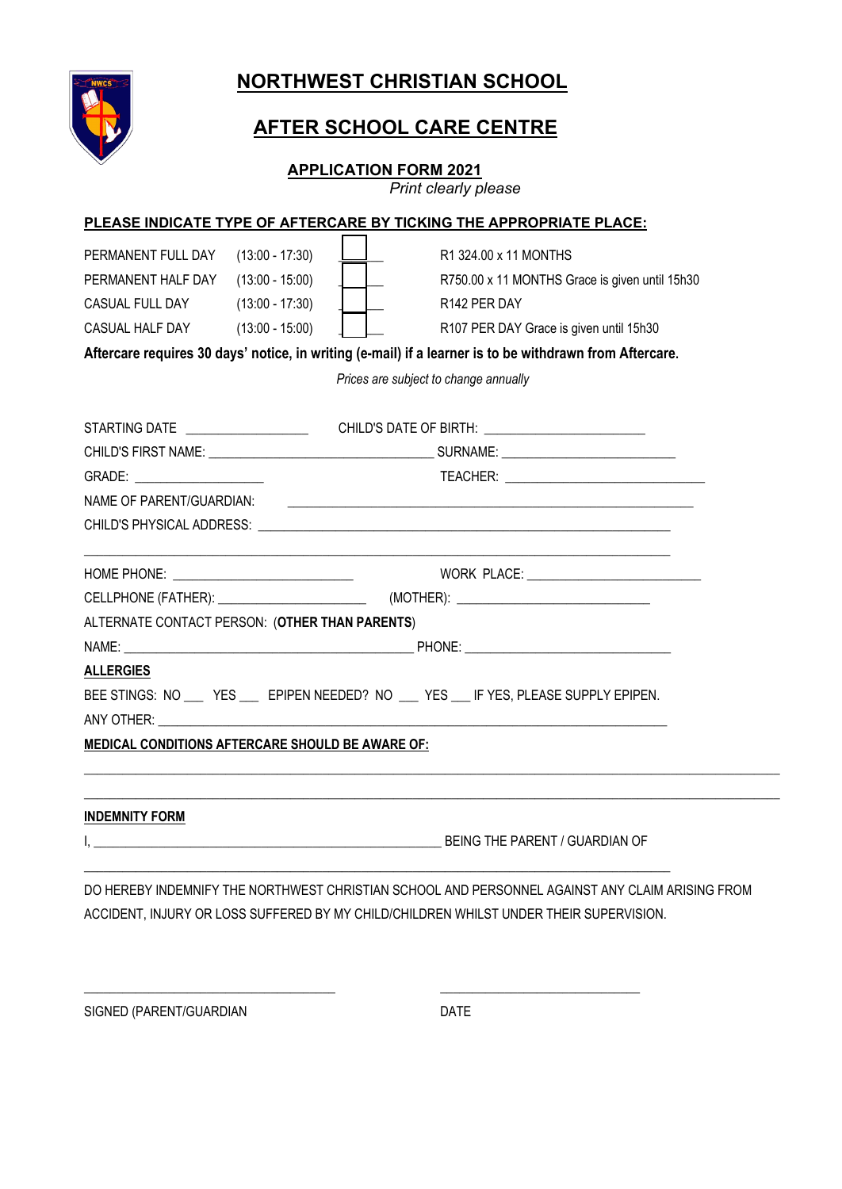# NORTHWEST CHRISTIAN SCHOOL

## AFTER SCHOOL CARE CENTRE

### APPLICATION FORM 2021

*Print clearly please*

**PLEASE INDICATE TYPE OF AFTERCARE BY TICKING THE APPROPRIATE PLACE:**

| | | | |
|---|---|---|---|
| PERMANENT FULL DAY | (13:00 - 17:30) | ☐ | R1 324.00 x 11 MONTHS |
| PERMANENT HALF DAY | (13:00 - 15:00) | ☐ | R750.00 x 11 MONTHS Grace is given until 15h30 |
| CASUAL FULL DAY | (13:00 - 17:30) | ☐ | R142 PER DAY |
| CASUAL HALF DAY | (13:00 - 15:00) | ☐ | R107 PER DAY Grace is given until 15h30 |

**Aftercare requires 30 days' notice, in writing (e-mail) if a learner is to be withdrawn from Aftercare.**

*Prices are subject to change annually*

STARTING DATE ________________ CHILD'S DATE OF BIRTH: ______________________

CHILD'S FIRST NAME: ______________________________ SURNAME: ________________________

GRADE: __________________ TEACHER: ____________________________

NAME OF PARENT/GUARDIAN: ________________________________________________________

CHILD'S PHYSICAL ADDRESS: _______________________________________________________

_______________________________________________________________________________

HOME PHONE: _________________________ WORK PLACE: ________________________

CELLPHONE (FATHER): ____________________ (MOTHER): ___________________________

ALTERNATE CONTACT PERSON: (**OTHER THAN PARENTS**)

NAME: __________________________________________ PHONE: _____________________________

**ALLERGIES**

BEE STINGS: NO ___ YES ___ EPIPEN NEEDED? NO ___ YES ___ IF YES, PLEASE SUPPLY EPIPEN.

ANY OTHER: _____________________________________________________________________

**MEDICAL CONDITIONS AFTERCARE SHOULD BE AWARE OF:**

_______________________________________________________________________________

_______________________________________________________________________________

**INDEMNITY FORM**

I, ___________________________________________________ BEING THE PARENT / GUARDIAN OF

_______________________________________________________________________________

DO HEREBY INDEMNIFY THE NORTHWEST CHRISTIAN SCHOOL AND PERSONNEL AGAINST ANY CLAIM ARISING FROM ACCIDENT, INJURY OR LOSS SUFFERED BY MY CHILD/CHILDREN WHILST UNDER THEIR SUPERVISION.

____________________________________ ____________________________

SIGNED (PARENT/GUARDIAN DATE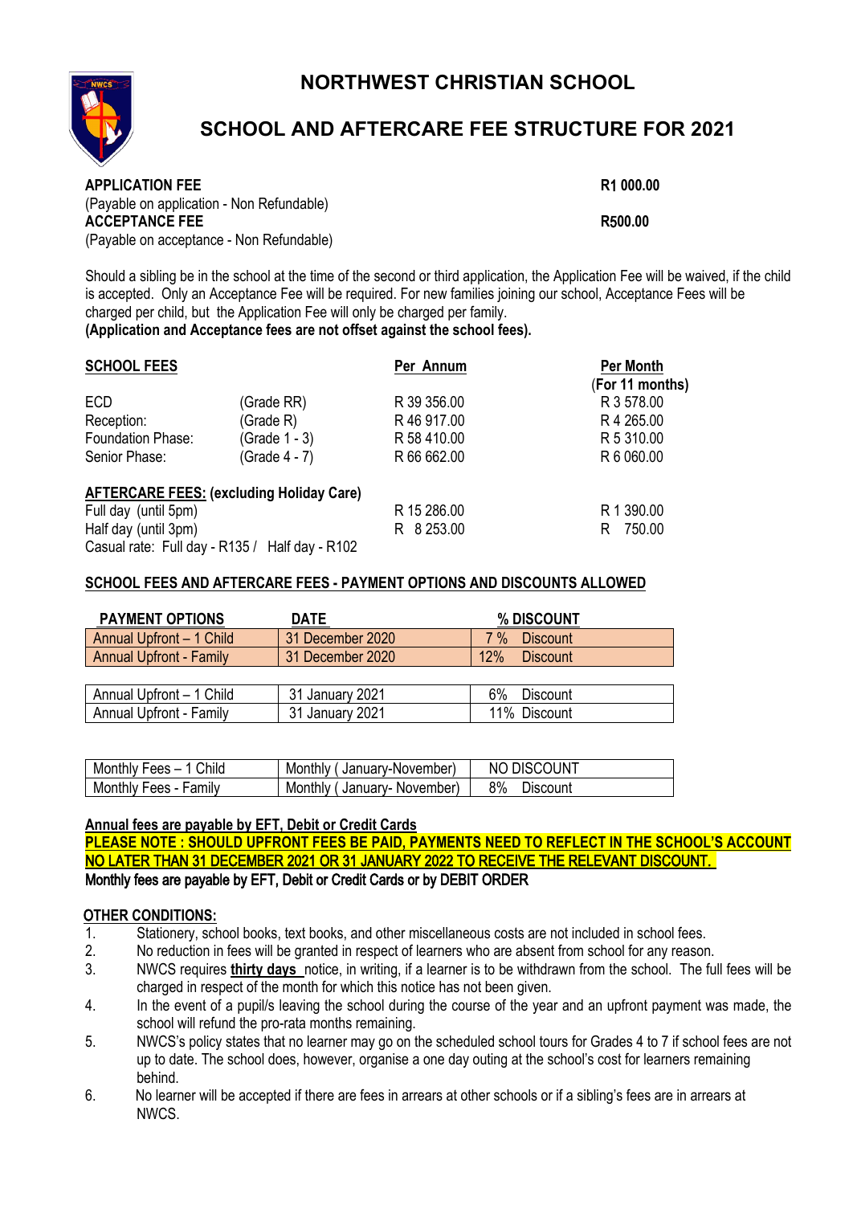# NORTHWEST CHRISTIAN SCHOOL

## SCHOOL AND AFTERCARE FEE STRUCTURE FOR 2021

**APPLICATION FEE** **R1 000.00**
(Payable on application - Non Refundable)
**ACCEPTANCE FEE** **R500.00**
(Payable on acceptance - Non Refundable)

Should a sibling be in the school at the time of the second or third application, the Application Fee will be waived, if the child is accepted. Only an Acceptance Fee will be required. For new families joining our school, Acceptance Fees will be charged per child, but the Application Fee will only be charged per family.
**(Application and Acceptance fees are not offset against the school fees).**

| **SCHOOL FEES** | | **Per Annum** | **Per Month (For 11 months)** |
|---|---|---|---|
| ECD | (Grade RR) | R 39 356.00 | R 3 578.00 |
| Reception: | (Grade R) | R 46 917.00 | R 4 265.00 |
| Foundation Phase: | (Grade 1 - 3) | R 58 410.00 | R 5 310.00 |
| Senior Phase: | (Grade 4 - 7) | R 66 662.00 | R 6 060.00 |

| **AFTERCARE FEES: (excluding Holiday Care)** | | |
|---|---|---|
| Full day (until 5pm) | R 15 286.00 | R 1 390.00 |
| Half day (until 3pm) | R 8 253.00 | R 750.00 |
| Casual rate: Full day - R135 / Half day - R102 | | |

**SCHOOL FEES AND AFTERCARE FEES - PAYMENT OPTIONS AND DISCOUNTS ALLOWED**

| **PAYMENT OPTIONS** | **DATE** | **% DISCOUNT** |
|---|---|---|
| Annual Upfront – 1 Child | 31 December 2020 | 7 % Discount |
| Annual Upfront - Family | 31 December 2020 | 12% Discount |
| Annual Upfront – 1 Child | 31 January 2021 | 6% Discount |
| Annual Upfront - Family | 31 January 2021 | 11% Discount |
| Monthly Fees – 1 Child | Monthly ( January-November) | NO DISCOUNT |
| Monthly Fees - Family | Monthly ( January- November) | 8% Discount |

**Annual fees are payable by EFT, Debit or Credit Cards**
**PLEASE NOTE : SHOULD UPFRONT FEES BE PAID, PAYMENTS NEED TO REFLECT IN THE SCHOOL'S ACCOUNT NO LATER THAN 31 DECEMBER 2021 OR 31 JANUARY 2022 TO RECEIVE THE RELEVANT DISCOUNT.**
Monthly fees are payable by EFT, Debit or Credit Cards or by DEBIT ORDER

**OTHER CONDITIONS:**

1. Stationery, school books, text books, and other miscellaneous costs are not included in school fees.
2. No reduction in fees will be granted in respect of learners who are absent from school for any reason.
3. NWCS requires **thirty days** notice, in writing, if a learner is to be withdrawn from the school. The full fees will be charged in respect of the month for which this notice has not been given.
4. In the event of a pupil/s leaving the school during the course of the year and an upfront payment was made, the school will refund the pro-rata months remaining.
5. NWCS's policy states that no learner may go on the scheduled school tours for Grades 4 to 7 if school fees are not up to date. The school does, however, organise a one day outing at the school's cost for learners remaining behind.
6. No learner will be accepted if there are fees in arrears at other schools or if a sibling's fees are in arrears at NWCS.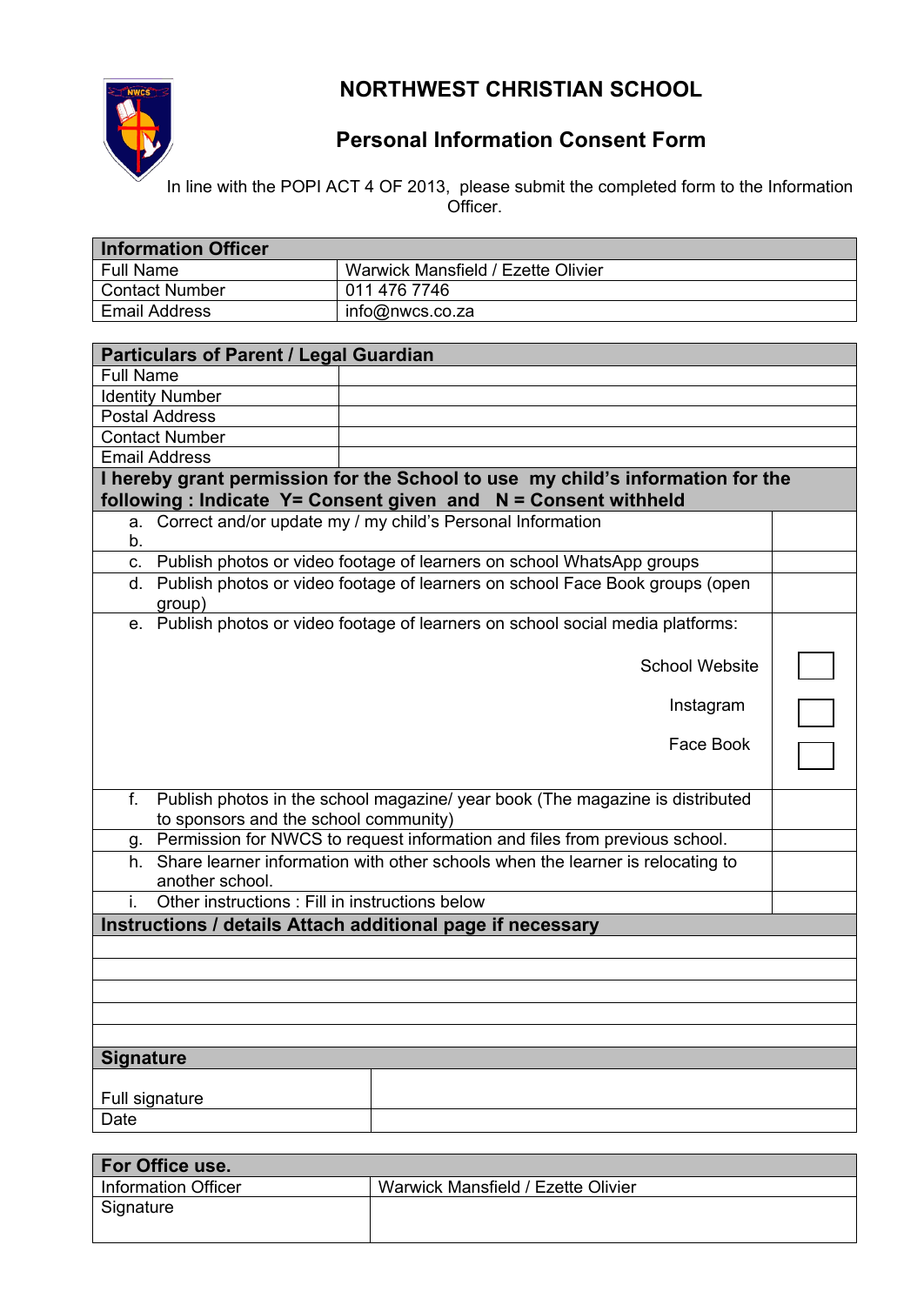# NORTHWEST CHRISTIAN SCHOOL

## Personal Information Consent Form

In line with the POPI ACT 4 OF 2013, please submit the completed form to the Information Officer.

| **Information Officer** | |
|---|---|
| Full Name | Warwick Mansfield / Ezette Olivier |
| Contact Number | 011 476 7746 |
| Email Address | info@nwcs.co.za |

| **Particulars of Parent / Legal Guardian** | |
|---|---|
| Full Name | |
| Identity Number | |
| Postal Address | |
| Contact Number | |
| Email Address | |

| **I hereby grant permission for the School to use my child's information for the following : Indicate Y= Consent given and N = Consent withheld** | |
|---|---|
| a. Correct and/or update my / my child's Personal Information<br>b. | |
| c. Publish photos or video footage of learners on school WhatsApp groups | |
| d. Publish photos or video footage of learners on school Face Book groups (open group) | |
| e. Publish photos or video footage of learners on school social media platforms: | |
| School Website | ☐ |
| Instagram | ☐ |
| Face Book | ☐ |
| f. Publish photos in the school magazine/ year book (The magazine is distributed to sponsors and the school community) | |
| g. Permission for NWCS to request information and files from previous school. | |
| h. Share learner information with other schools when the learner is relocating to another school. | |
| i. Other instructions : Fill in instructions below | |

| **Instructions / details Attach additional page if necessary** |
|---|
| |
| |
| |
| |
| |

| **Signature** | |
|---|---|
| Full signature | |
| Date | |

| **For Office use.** | |
|---|---|
| Information Officer | Warwick Mansfield / Ezette Olivier |
| Signature | |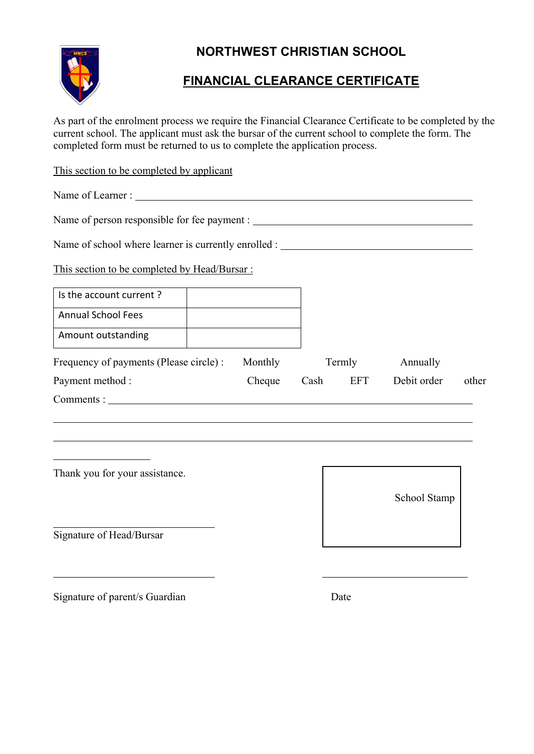# NORTHWEST CHRISTIAN SCHOOL

## FINANCIAL CLEARANCE CERTIFICATE

As part of the enrolment process we require the Financial Clearance Certificate to be completed by the current school. The applicant must ask the bursar of the current school to complete the form. The completed form must be returned to us to complete the application process.

This section to be completed by applicant

Name of Learner : ______________________________________________

Name of person responsible for fee payment : ______________________________

Name of school where learner is currently enrolled : ___________________________

This section to be completed by Head/Bursar :

| | |
|---|---|
| Is the account current ? | |
| Annual School Fees | |
| Amount outstanding | |

Frequency of payments (Please circle) : Monthly Termly Annually

Payment method : Cheque Cash EFT Debit order other

Comments : ______________________________________________

______________________________________________

______________________________________________

______________

Thank you for your assistance.

School Stamp

______________________

Signature of Head/Bursar

______________________ ______________________

Signature of parent/s Guardian Date